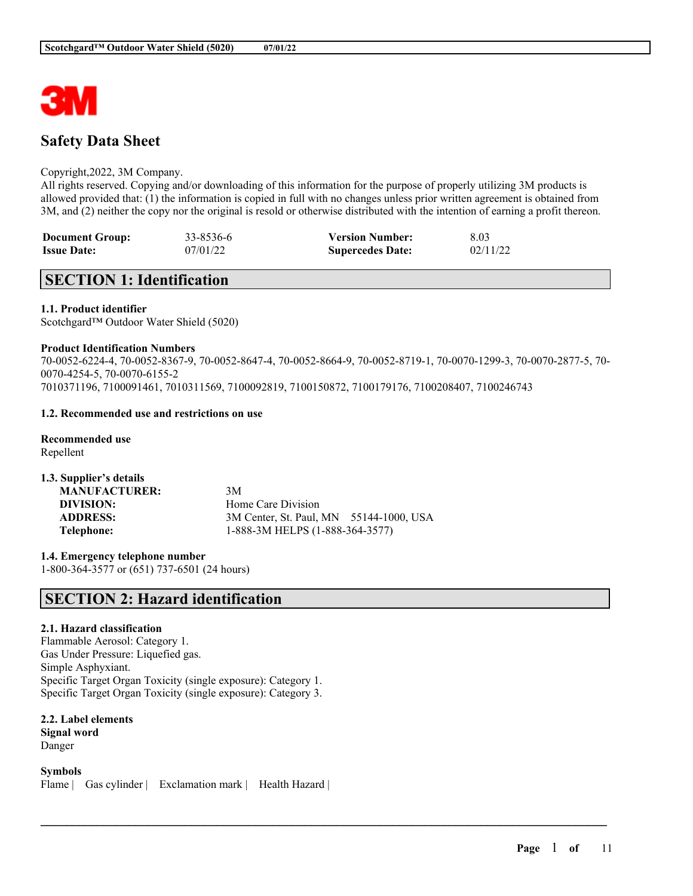# Safety Data Sheet

Copyright,2022, 3M Company.
All rights reserved. Copying and/or downloading of this information for the purpose of properly utilizing 3M products is allowed provided that: (1) the information is copied in full with no changes unless prior written agreement is obtained from 3M, and (2) neither the copy nor the original is resold or otherwise distributed with the intention of earning a profit thereon.

| | | | |
|---|---|---|---|
| **Document Group:** | 33-8536-6 | **Version Number:** | 8.03 |
| **Issue Date:** | 07/01/22 | **Supercedes Date:** | 02/11/22 |

## SECTION 1: Identification

### 1.1. Product identifier

Scotchgard™ Outdoor Water Shield (5020)

**Product Identification Numbers**

70-0052-6224-4, 70-0052-8367-9, 70-0052-8647-4, 70-0052-8664-9, 70-0052-8719-1, 70-0070-1299-3, 70-0070-2877-5, 70-0070-4254-5, 70-0070-6155-2
7010371196, 7100091461, 7010311569, 7100092819, 7100150872, 7100179176, 7100208407, 7100246743

### 1.2. Recommended use and restrictions on use

**Recommended use**

Repellent

### 1.3. Supplier's details

| | |
|---|---|
| **MANUFACTURER:** | 3M |
| **DIVISION:** | Home Care Division |
| **ADDRESS:** | 3M Center, St. Paul, MN 55144-1000, USA |
| **Telephone:** | 1-888-3M HELPS (1-888-364-3577) |

### 1.4. Emergency telephone number

1-800-364-3577 or (651) 737-6501 (24 hours)

## SECTION 2: Hazard identification

### 2.1. Hazard classification

Flammable Aerosol: Category 1.
Gas Under Pressure: Liquefied gas.
Simple Asphyxiant.
Specific Target Organ Toxicity (single exposure): Category 1.
Specific Target Organ Toxicity (single exposure): Category 3.

### 2.2. Label elements

**Signal word**

Danger

**Symbols**

Flame | Gas cylinder | Exclamation mark | Health Hazard |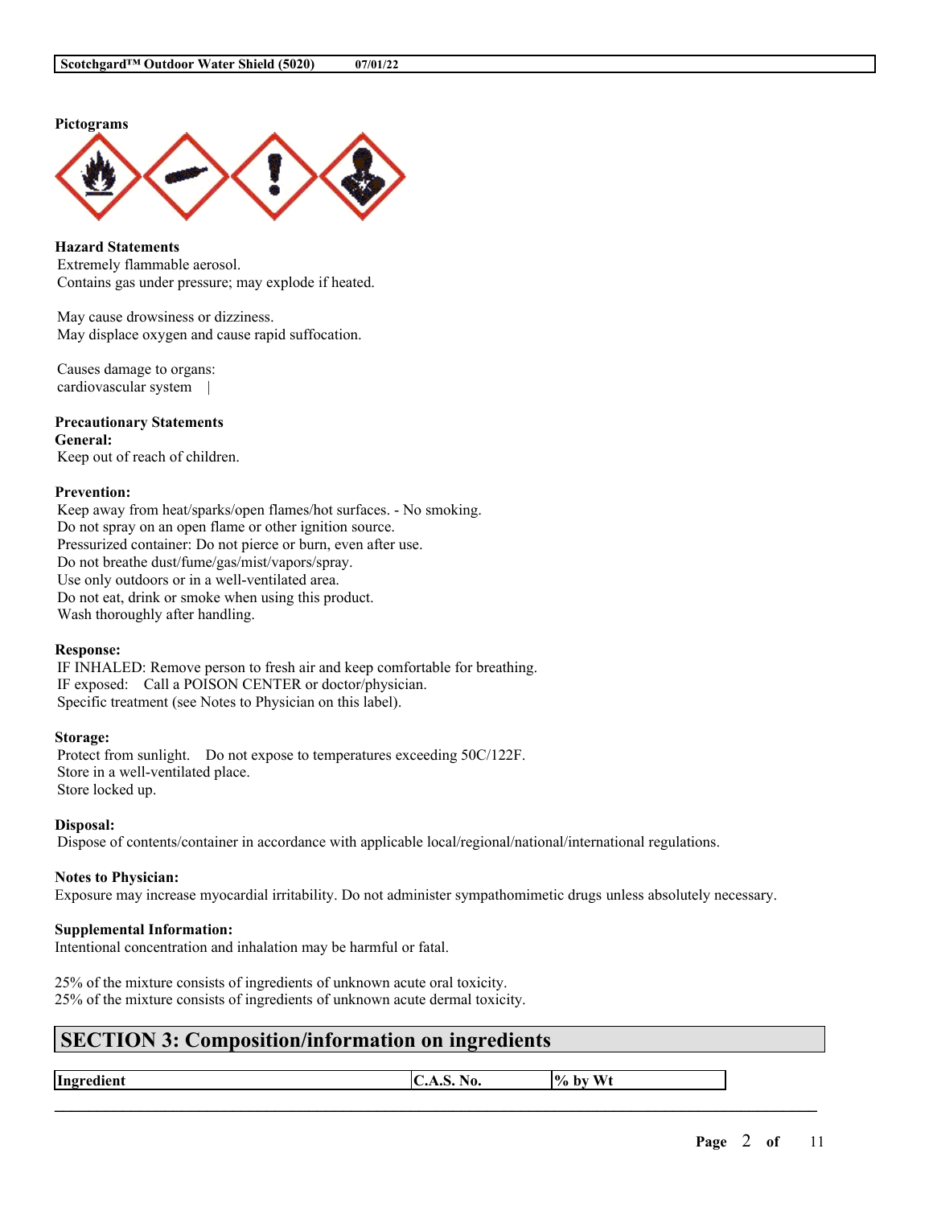**Pictograms**

**Hazard Statements**
Extremely flammable aerosol.
Contains gas under pressure; may explode if heated.

May cause drowsiness or dizziness.
May displace oxygen and cause rapid suffocation.

Causes damage to organs:
cardiovascular system |

**Precautionary Statements**
**General:**
Keep out of reach of children.

**Prevention:**
Keep away from heat/sparks/open flames/hot surfaces. - No smoking.
Do not spray on an open flame or other ignition source.
Pressurized container: Do not pierce or burn, even after use.
Do not breathe dust/fume/gas/mist/vapors/spray.
Use only outdoors or in a well-ventilated area.
Do not eat, drink or smoke when using this product.
Wash thoroughly after handling.

**Response:**
IF INHALED: Remove person to fresh air and keep comfortable for breathing.
IF exposed: Call a POISON CENTER or doctor/physician.
Specific treatment (see Notes to Physician on this label).

**Storage:**
Protect from sunlight. Do not expose to temperatures exceeding 50C/122F.
Store in a well-ventilated place.
Store locked up.

**Disposal:**
Dispose of contents/container in accordance with applicable local/regional/national/international regulations.

**Notes to Physician:**
Exposure may increase myocardial irritability. Do not administer sympathomimetic drugs unless absolutely necessary.

**Supplemental Information:**
Intentional concentration and inhalation may be harmful or fatal.

25% of the mixture consists of ingredients of unknown acute oral toxicity.
25% of the mixture consists of ingredients of unknown acute dermal toxicity.

## SECTION 3: Composition/information on ingredients

| Ingredient | C.A.S. No. | % by Wt |
|---|---|---|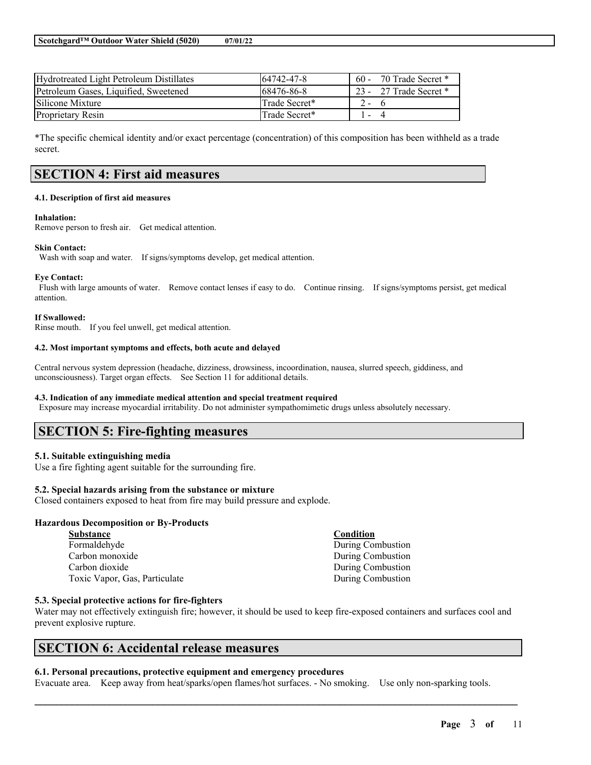| Hydrotreated Light Petroleum Distillates | 64742-47-8 | 60 - 70 Trade Secret * |
| --- | --- | --- |
| Petroleum Gases, Liquified, Sweetened | 68476-86-8 | 23 - 27 Trade Secret * |
| Silicone Mixture | Trade Secret* | 2 - 6 |
| Proprietary Resin | Trade Secret* | 1 - 4 |

*The specific chemical identity and/or exact percentage (concentration) of this composition has been withheld as a trade secret.

## SECTION 4: First aid measures

#### 4.1. Description of first aid measures

**Inhalation:**
Remove person to fresh air. Get medical attention.

**Skin Contact:**
Wash with soap and water. If signs/symptoms develop, get medical attention.

**Eye Contact:**
Flush with large amounts of water. Remove contact lenses if easy to do. Continue rinsing. If signs/symptoms persist, get medical attention.

**If Swallowed:**
Rinse mouth. If you feel unwell, get medical attention.

#### 4.2. Most important symptoms and effects, both acute and delayed

Central nervous system depression (headache, dizziness, drowsiness, incoordination, nausea, slurred speech, giddiness, and unconsciousness). Target organ effects. See Section 11 for additional details.

#### 4.3. Indication of any immediate medical attention and special treatment required

Exposure may increase myocardial irritability. Do not administer sympathomimetic drugs unless absolutely necessary.

## SECTION 5: Fire-fighting measures

### 5.1. Suitable extinguishing media

Use a fire fighting agent suitable for the surrounding fire.

### 5.2. Special hazards arising from the substance or mixture

Closed containers exposed to heat from fire may build pressure and explode.

**Hazardous Decomposition or By-Products**

| Substance | Condition |
| --- | --- |
| Formaldehyde | During Combustion |
| Carbon monoxide | During Combustion |
| Carbon dioxide | During Combustion |
| Toxic Vapor, Gas, Particulate | During Combustion |

### 5.3. Special protective actions for fire-fighters

Water may not effectively extinguish fire; however, it should be used to keep fire-exposed containers and surfaces cool and prevent explosive rupture.

## SECTION 6: Accidental release measures

### 6.1. Personal precautions, protective equipment and emergency procedures

Evacuate area. Keep away from heat/sparks/open flames/hot surfaces. - No smoking. Use only non-sparking tools.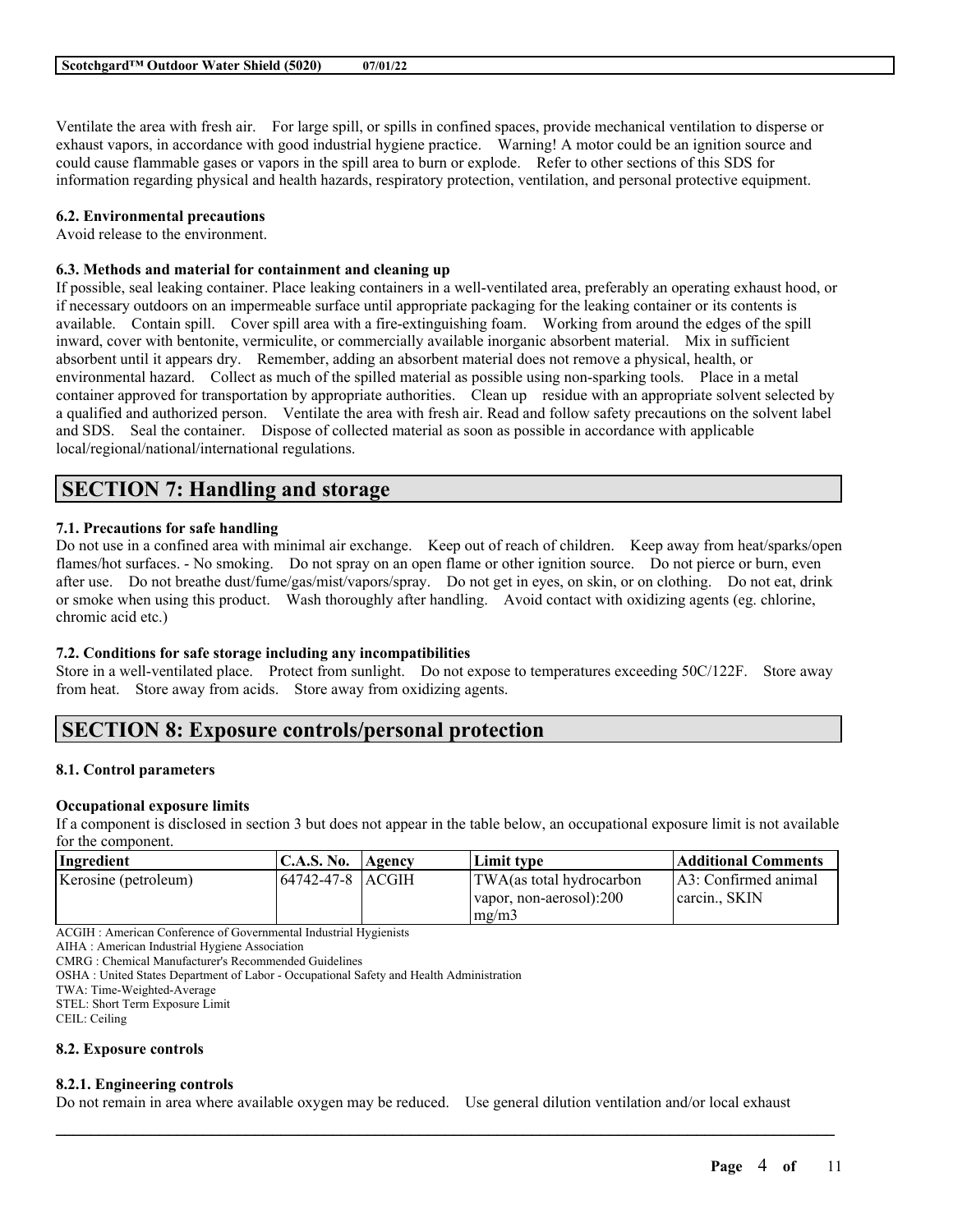Ventilate the area with fresh air. For large spill, or spills in confined spaces, provide mechanical ventilation to disperse or exhaust vapors, in accordance with good industrial hygiene practice. Warning! A motor could be an ignition source and could cause flammable gases or vapors in the spill area to burn or explode. Refer to other sections of this SDS for information regarding physical and health hazards, respiratory protection, ventilation, and personal protective equipment.

### 6.2. Environmental precautions

Avoid release to the environment.

### 6.3. Methods and material for containment and cleaning up

If possible, seal leaking container. Place leaking containers in a well-ventilated area, preferably an operating exhaust hood, or if necessary outdoors on an impermeable surface until appropriate packaging for the leaking container or its contents is available. Contain spill. Cover spill area with a fire-extinguishing foam. Working from around the edges of the spill inward, cover with bentonite, vermiculite, or commercially available inorganic absorbent material. Mix in sufficient absorbent until it appears dry. Remember, adding an absorbent material does not remove a physical, health, or environmental hazard. Collect as much of the spilled material as possible using non-sparking tools. Place in a metal container approved for transportation by appropriate authorities. Clean up residue with an appropriate solvent selected by a qualified and authorized person. Ventilate the area with fresh air. Read and follow safety precautions on the solvent label and SDS. Seal the container. Dispose of collected material as soon as possible in accordance with applicable local/regional/national/international regulations.

## SECTION 7: Handling and storage

### 7.1. Precautions for safe handling

Do not use in a confined area with minimal air exchange. Keep out of reach of children. Keep away from heat/sparks/open flames/hot surfaces. - No smoking. Do not spray on an open flame or other ignition source. Do not pierce or burn, even after use. Do not breathe dust/fume/gas/mist/vapors/spray. Do not get in eyes, on skin, or on clothing. Do not eat, drink or smoke when using this product. Wash thoroughly after handling. Avoid contact with oxidizing agents (eg. chlorine, chromic acid etc.)

### 7.2. Conditions for safe storage including any incompatibilities

Store in a well-ventilated place. Protect from sunlight. Do not expose to temperatures exceeding 50C/122F. Store away from heat. Store away from acids. Store away from oxidizing agents.

## SECTION 8: Exposure controls/personal protection

### 8.1. Control parameters

**Occupational exposure limits**

If a component is disclosed in section 3 but does not appear in the table below, an occupational exposure limit is not available for the component.

| Ingredient | C.A.S. No. | Agency | Limit type | Additional Comments |
|---|---|---|---|---|
| Kerosine (petroleum) | 64742-47-8 | ACGIH | TWA(as total hydrocarbon vapor, non-aerosol):200 mg/m3 | A3: Confirmed animal carcin., SKIN |

ACGIH : American Conference of Governmental Industrial Hygienists
AIHA : American Industrial Hygiene Association
CMRG : Chemical Manufacturer's Recommended Guidelines
OSHA : United States Department of Labor - Occupational Safety and Health Administration
TWA: Time-Weighted-Average
STEL: Short Term Exposure Limit
CEIL: Ceiling

### 8.2. Exposure controls

#### 8.2.1. Engineering controls

Do not remain in area where available oxygen may be reduced. Use general dilution ventilation and/or local exhaust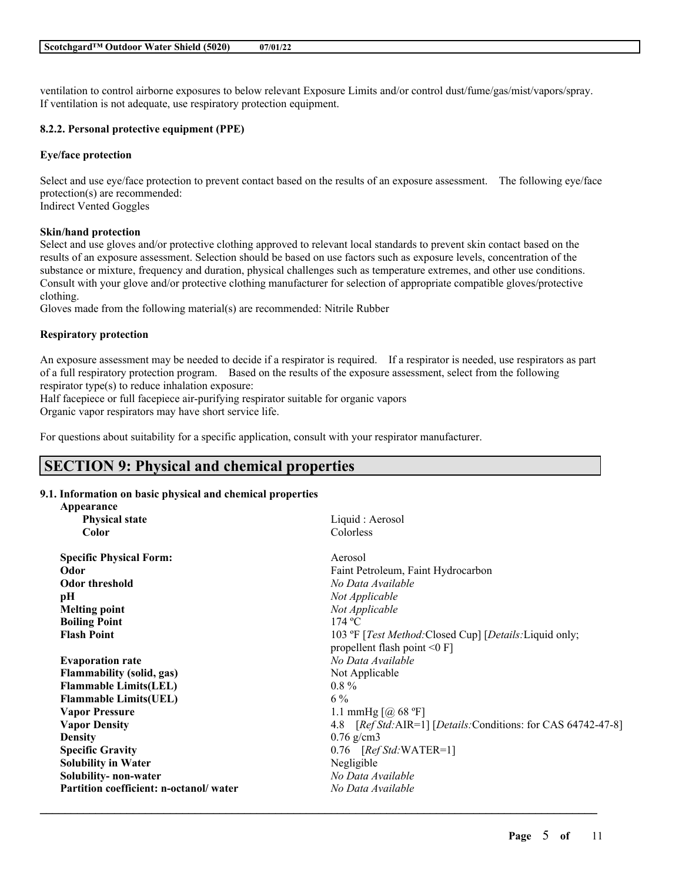ventilation to control airborne exposures to below relevant Exposure Limits and/or control dust/fume/gas/mist/vapors/spray. If ventilation is not adequate, use respiratory protection equipment.

### 8.2.2. Personal protective equipment (PPE)

**Eye/face protection**

Select and use eye/face protection to prevent contact based on the results of an exposure assessment. The following eye/face protection(s) are recommended:
Indirect Vented Goggles

**Skin/hand protection**

Select and use gloves and/or protective clothing approved to relevant local standards to prevent skin contact based on the results of an exposure assessment. Selection should be based on use factors such as exposure levels, concentration of the substance or mixture, frequency and duration, physical challenges such as temperature extremes, and other use conditions. Consult with your glove and/or protective clothing manufacturer for selection of appropriate compatible gloves/protective clothing.
Gloves made from the following material(s) are recommended: Nitrile Rubber

**Respiratory protection**

An exposure assessment may be needed to decide if a respirator is required. If a respirator is needed, use respirators as part of a full respiratory protection program. Based on the results of the exposure assessment, select from the following respirator type(s) to reduce inhalation exposure:
Half facepiece or full facepiece air-purifying respirator suitable for organic vapors
Organic vapor respirators may have short service life.

For questions about suitability for a specific application, consult with your respirator manufacturer.

## SECTION 9: Physical and chemical properties

### 9.1. Information on basic physical and chemical properties

| | |
|---|---|
| **Appearance** | |
| **Physical state** | Liquid : Aerosol |
| **Color** | Colorless |
| **Specific Physical Form:** | Aerosol |
| **Odor** | Faint Petroleum, Faint Hydrocarbon |
| **Odor threshold** | *No Data Available* |
| **pH** | *Not Applicable* |
| **Melting point** | *Not Applicable* |
| **Boiling Point** | 174 ºC |
| **Flash Point** | 103 ºF [*Test Method:*Closed Cup] [*Details:*Liquid only; propellent flash point <0 F] |
| **Evaporation rate** | *No Data Available* |
| **Flammability (solid, gas)** | Not Applicable |
| **Flammable Limits(LEL)** | 0.8 % |
| **Flammable Limits(UEL)** | 6 % |
| **Vapor Pressure** | 1.1 mmHg [@ 68 ºF] |
| **Vapor Density** | 4.8 [*Ref Std:*AIR=1] [*Details:*Conditions: for CAS 64742-47-8] |
| **Density** | 0.76 g/cm3 |
| **Specific Gravity** | 0.76 [*Ref Std:*WATER=1] |
| **Solubility in Water** | Negligible |
| **Solubility- non-water** | *No Data Available* |
| **Partition coefficient: n-octanol/ water** | *No Data Available* |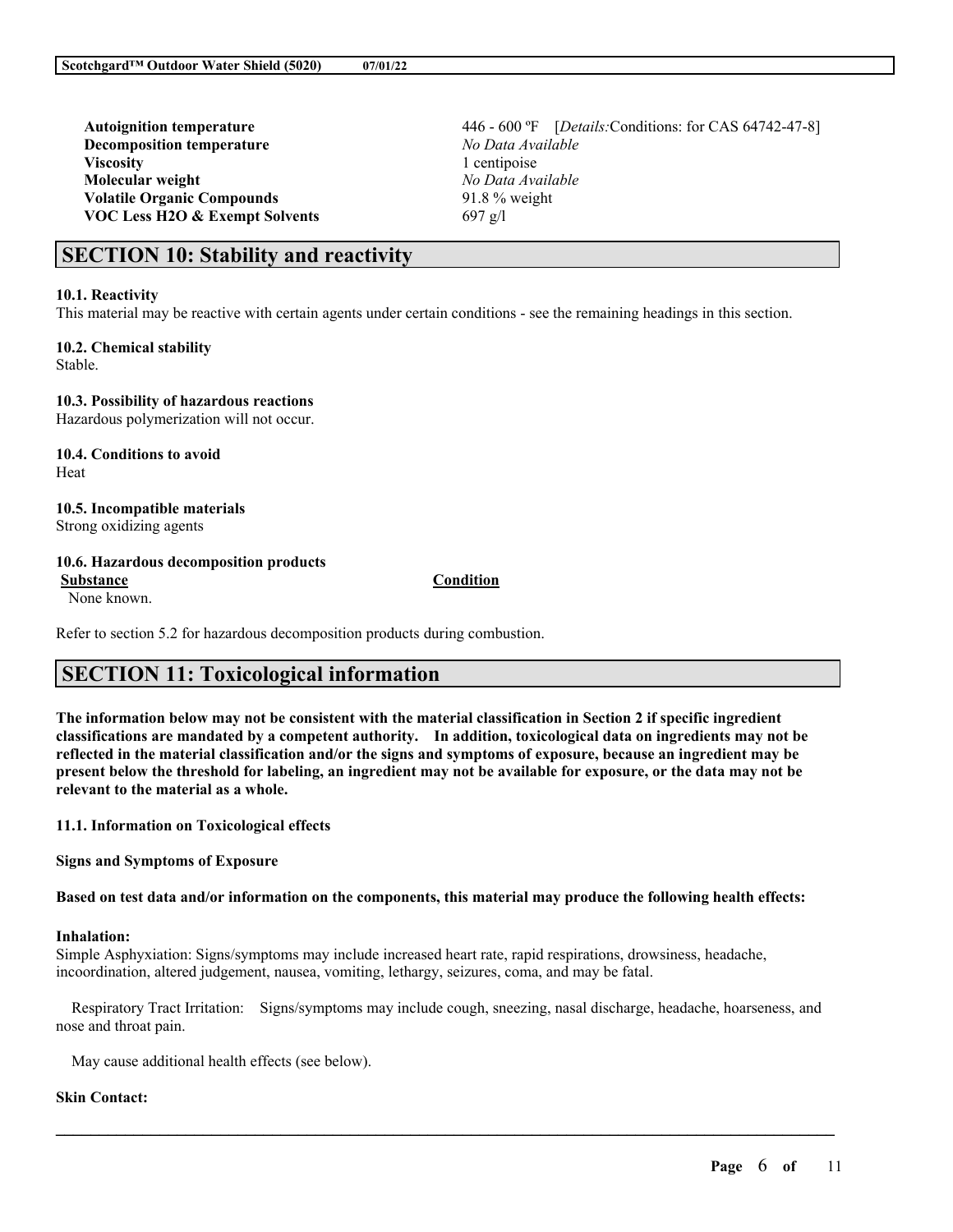| | |
|---|---|
| **Autoignition temperature** | 446 - 600 ºF [*Details:*Conditions: for CAS 64742-47-8] |
| **Decomposition temperature** | *No Data Available* |
| **Viscosity** | 1 centipoise |
| **Molecular weight** | *No Data Available* |
| **Volatile Organic Compounds** | 91.8 % weight |
| **VOC Less H2O & Exempt Solvents** | 697 g/l |

## SECTION 10: Stability and reactivity

**10.1. Reactivity**
This material may be reactive with certain agents under certain conditions - see the remaining headings in this section.

**10.2. Chemical stability**
Stable.

**10.3. Possibility of hazardous reactions**
Hazardous polymerization will not occur.

**10.4. Conditions to avoid**
Heat

**10.5. Incompatible materials**
Strong oxidizing agents

**10.6. Hazardous decomposition products**

| Substance | Condition |
|---|---|
| None known. | |

Refer to section 5.2 for hazardous decomposition products during combustion.

## SECTION 11: Toxicological information

**The information below may not be consistent with the material classification in Section 2 if specific ingredient classifications are mandated by a competent authority. In addition, toxicological data on ingredients may not be reflected in the material classification and/or the signs and symptoms of exposure, because an ingredient may be present below the threshold for labeling, an ingredient may not be available for exposure, or the data may not be relevant to the material as a whole.**

**11.1. Information on Toxicological effects**

**Signs and Symptoms of Exposure**

**Based on test data and/or information on the components, this material may produce the following health effects:**

**Inhalation:**
Simple Asphyxiation: Signs/symptoms may include increased heart rate, rapid respirations, drowsiness, headache, incoordination, altered judgement, nausea, vomiting, lethargy, seizures, coma, and may be fatal.

Respiratory Tract Irritation: Signs/symptoms may include cough, sneezing, nasal discharge, headache, hoarseness, and nose and throat pain.

May cause additional health effects (see below).

**Skin Contact:**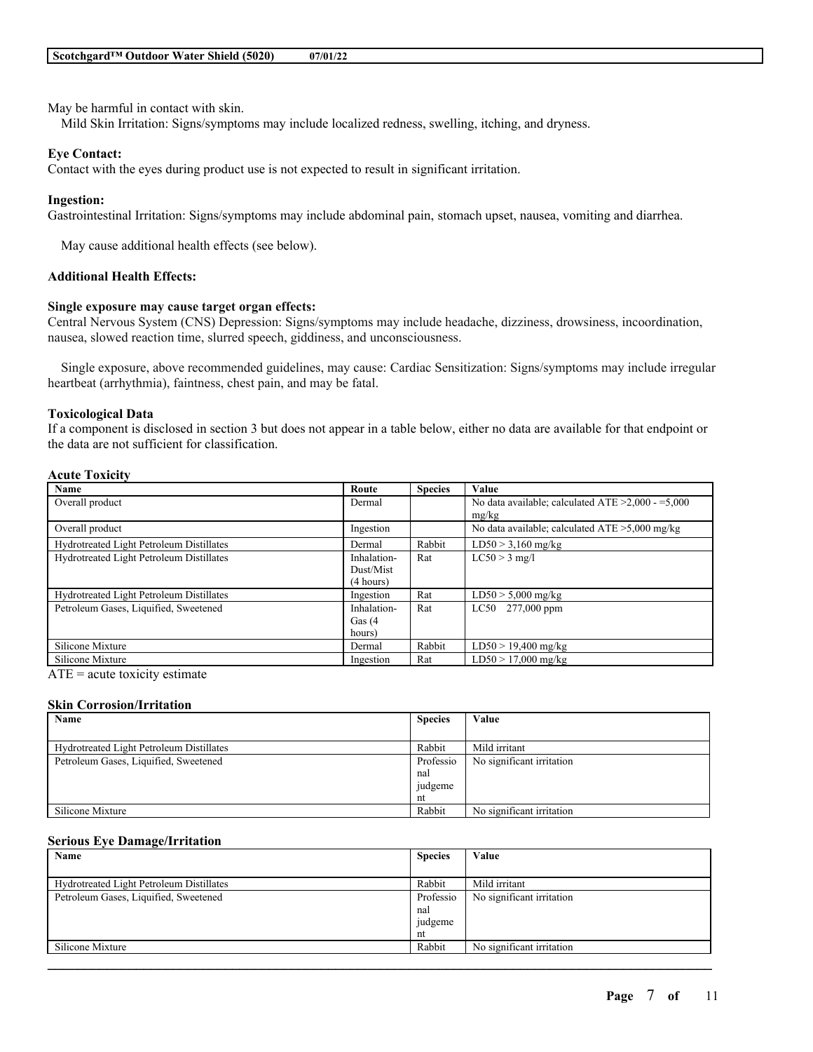May be harmful in contact with skin.
Mild Skin Irritation: Signs/symptoms may include localized redness, swelling, itching, and dryness.

**Eye Contact:**
Contact with the eyes during product use is not expected to result in significant irritation.

**Ingestion:**
Gastrointestinal Irritation: Signs/symptoms may include abdominal pain, stomach upset, nausea, vomiting and diarrhea.

May cause additional health effects (see below).

**Additional Health Effects:**

**Single exposure may cause target organ effects:**
Central Nervous System (CNS) Depression: Signs/symptoms may include headache, dizziness, drowsiness, incoordination, nausea, slowed reaction time, slurred speech, giddiness, and unconsciousness.

Single exposure, above recommended guidelines, may cause: Cardiac Sensitization: Signs/symptoms may include irregular heartbeat (arrhythmia), faintness, chest pain, and may be fatal.

**Toxicological Data**
If a component is disclosed in section 3 but does not appear in a table below, either no data are available for that endpoint or the data are not sufficient for classification.

**Acute Toxicity**

| Name | Route | Species | Value |
|---|---|---|---|
| Overall product | Dermal | | No data available; calculated ATE >2,000 - =5,000 mg/kg |
| Overall product | Ingestion | | No data available; calculated ATE >5,000 mg/kg |
| Hydrotreated Light Petroleum Distillates | Dermal | Rabbit | LD50 > 3,160 mg/kg |
| Hydrotreated Light Petroleum Distillates | Inhalation-Dust/Mist (4 hours) | Rat | LC50 > 3 mg/l |
| Hydrotreated Light Petroleum Distillates | Ingestion | Rat | LD50 > 5,000 mg/kg |
| Petroleum Gases, Liquified, Sweetened | Inhalation-Gas (4 hours) | Rat | LC50 277,000 ppm |
| Silicone Mixture | Dermal | Rabbit | LD50 > 19,400 mg/kg |
| Silicone Mixture | Ingestion | Rat | LD50 > 17,000 mg/kg |

ATE = acute toxicity estimate

**Skin Corrosion/Irritation**

| Name | Species | Value |
|---|---|---|
| Hydrotreated Light Petroleum Distillates | Rabbit | Mild irritant |
| Petroleum Gases, Liquified, Sweetened | Professional judgement | No significant irritation |
| Silicone Mixture | Rabbit | No significant irritation |

**Serious Eye Damage/Irritation**

| Name | Species | Value |
|---|---|---|
| Hydrotreated Light Petroleum Distillates | Rabbit | Mild irritant |
| Petroleum Gases, Liquified, Sweetened | Professional judgement | No significant irritation |
| Silicone Mixture | Rabbit | No significant irritation |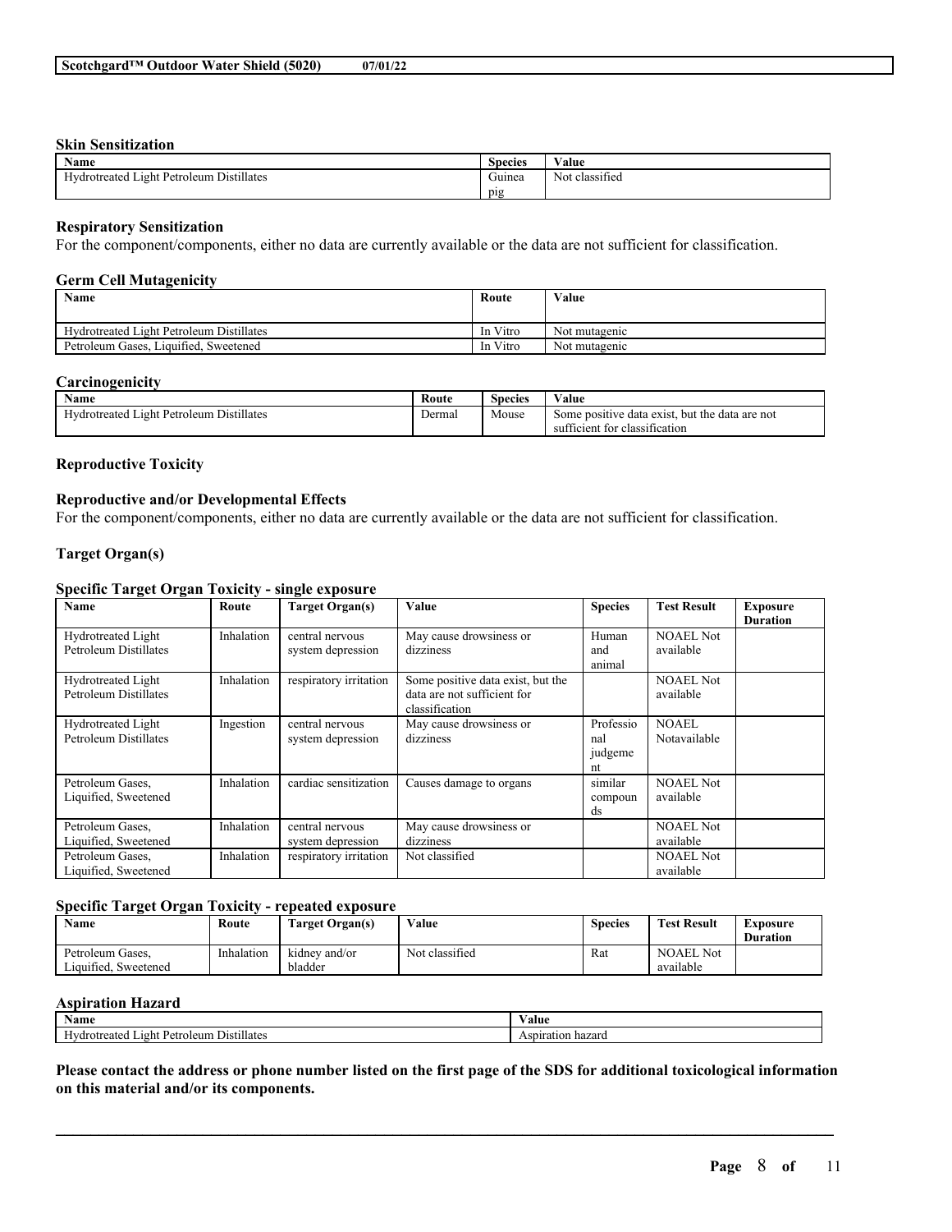### Skin Sensitization

| Name | Species | Value |
|---|---|---|
| Hydrotreated Light Petroleum Distillates | Guinea pig | Not classified |

### Respiratory Sensitization

For the component/components, either no data are currently available or the data are not sufficient for classification.

### Germ Cell Mutagenicity

| Name | Route | Value |
|---|---|---|
| Hydrotreated Light Petroleum Distillates | In Vitro | Not mutagenic |
| Petroleum Gases, Liquified, Sweetened | In Vitro | Not mutagenic |

### Carcinogenicity

| Name | Route | Species | Value |
|---|---|---|---|
| Hydrotreated Light Petroleum Distillates | Dermal | Mouse | Some positive data exist, but the data are not sufficient for classification |

### Reproductive Toxicity

#### Reproductive and/or Developmental Effects

For the component/components, either no data are currently available or the data are not sufficient for classification.

### Target Organ(s)

#### Specific Target Organ Toxicity - single exposure

| Name | Route | Target Organ(s) | Value | Species | Test Result | Exposure Duration |
|---|---|---|---|---|---|---|
| Hydrotreated Light Petroleum Distillates | Inhalation | central nervous system depression | May cause drowsiness or dizziness | Human and animal | NOAEL Not available | |
| Hydrotreated Light Petroleum Distillates | Inhalation | respiratory irritation | Some positive data exist, but the data are not sufficient for classification | | NOAEL Not available | |
| Hydrotreated Light Petroleum Distillates | Ingestion | central nervous system depression | May cause drowsiness or dizziness | Professional judgement | NOAEL Notavailable | |
| Petroleum Gases, Liquified, Sweetened | Inhalation | cardiac sensitization | Causes damage to organs | similar compounds | NOAEL Not available | |
| Petroleum Gases, Liquified, Sweetened | Inhalation | central nervous system depression | May cause drowsiness or dizziness | | NOAEL Not available | |
| Petroleum Gases, Liquified, Sweetened | Inhalation | respiratory irritation | Not classified | | NOAEL Not available | |

#### Specific Target Organ Toxicity - repeated exposure

| Name | Route | Target Organ(s) | Value | Species | Test Result | Exposure Duration |
|---|---|---|---|---|---|---|
| Petroleum Gases, Liquified, Sweetened | Inhalation | kidney and/or bladder | Not classified | Rat | NOAEL Not available | |

### Aspiration Hazard

| Name | Value |
|---|---|
| Hydrotreated Light Petroleum Distillates | Aspiration hazard |

**Please contact the address or phone number listed on the first page of the SDS for additional toxicological information on this material and/or its components.**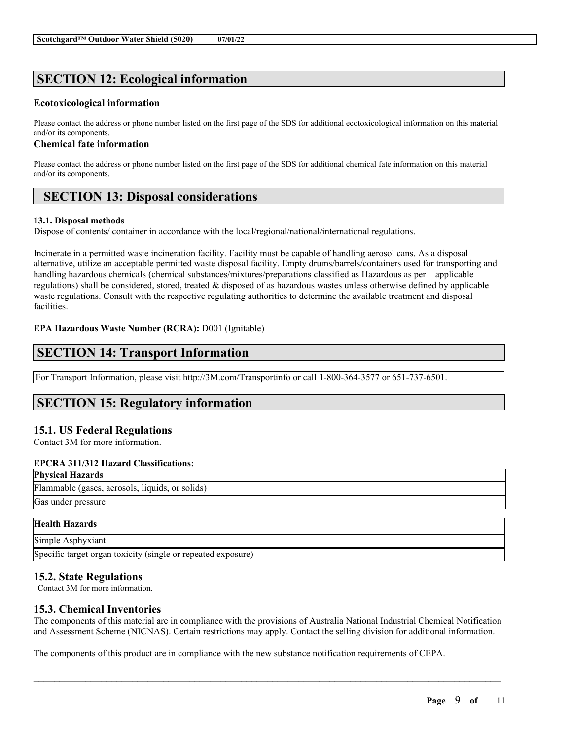## SECTION 12: Ecological information

### Ecotoxicological information

Please contact the address or phone number listed on the first page of the SDS for additional ecotoxicological information on this material and/or its components.

### Chemical fate information

Please contact the address or phone number listed on the first page of the SDS for additional chemical fate information on this material and/or its components.

## SECTION 13: Disposal considerations

**13.1. Disposal methods**

Dispose of contents/ container in accordance with the local/regional/national/international regulations.

Incinerate in a permitted waste incineration facility. Facility must be capable of handling aerosol cans. As a disposal alternative, utilize an acceptable permitted waste disposal facility. Empty drums/barrels/containers used for transporting and handling hazardous chemicals (chemical substances/mixtures/preparations classified as Hazardous as per applicable regulations) shall be considered, stored, treated & disposed of as hazardous wastes unless otherwise defined by applicable waste regulations. Consult with the respective regulating authorities to determine the available treatment and disposal facilities.

**EPA Hazardous Waste Number (RCRA):** D001 (Ignitable)

## SECTION 14: Transport Information

For Transport Information, please visit http://3M.com/Transportinfo or call 1-800-364-3577 or 651-737-6501.

## SECTION 15: Regulatory information

### 15.1. US Federal Regulations

Contact 3M for more information.

**EPCRA 311/312 Hazard Classifications:**

| **Physical Hazards** |
| --- |
| Flammable (gases, aerosols, liquids, or solids) |
| Gas under pressure |

| **Health Hazards** |
| --- |
| Simple Asphyxiant |
| Specific target organ toxicity (single or repeated exposure) |

### 15.2. State Regulations

Contact 3M for more information.

### 15.3. Chemical Inventories

The components of this material are in compliance with the provisions of Australia National Industrial Chemical Notification and Assessment Scheme (NICNAS). Certain restrictions may apply. Contact the selling division for additional information.

The components of this product are in compliance with the new substance notification requirements of CEPA.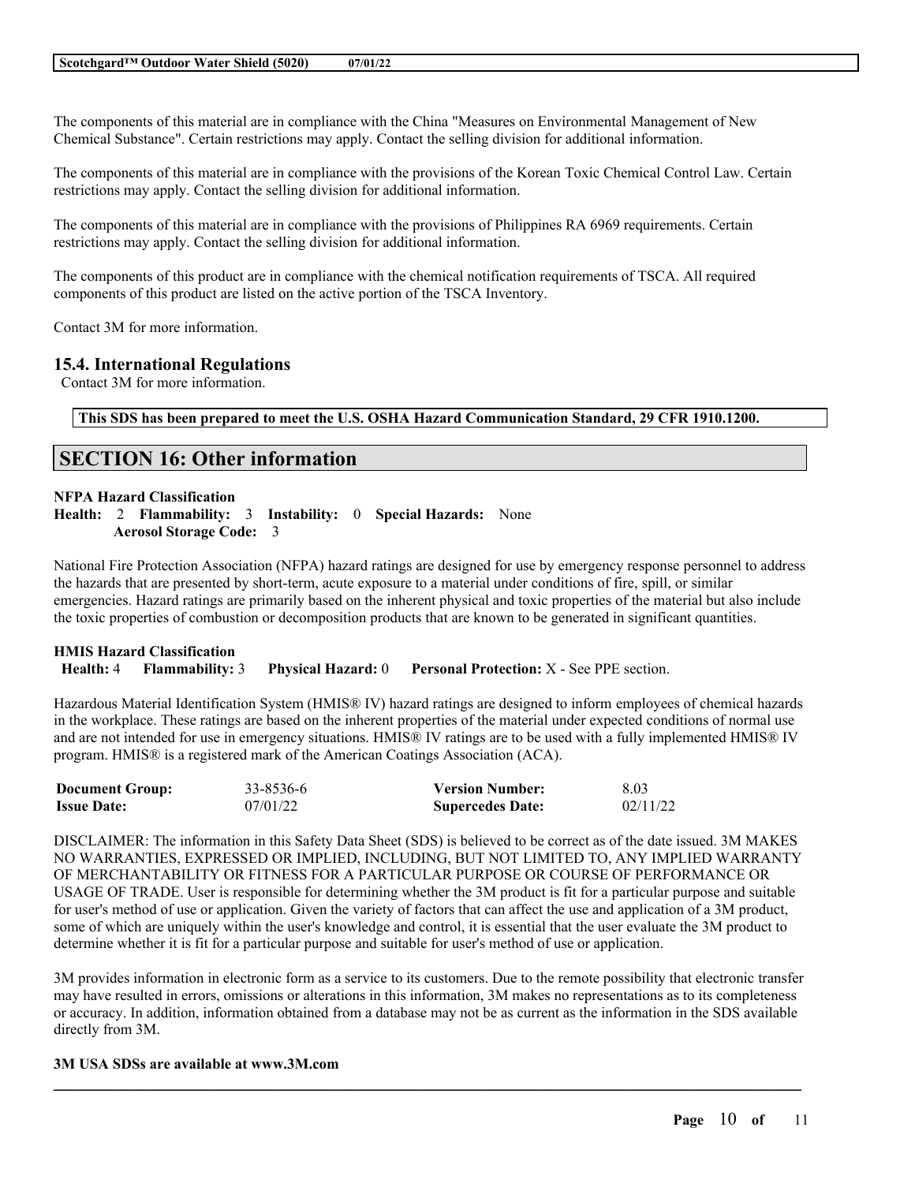The components of this material are in compliance with the China "Measures on Environmental Management of New Chemical Substance". Certain restrictions may apply. Contact the selling division for additional information.

The components of this material are in compliance with the provisions of the Korean Toxic Chemical Control Law. Certain restrictions may apply. Contact the selling division for additional information.

The components of this material are in compliance with the provisions of Philippines RA 6969 requirements. Certain restrictions may apply. Contact the selling division for additional information.

The components of this product are in compliance with the chemical notification requirements of TSCA. All required components of this product are listed on the active portion of the TSCA Inventory.

Contact 3M for more information.

### 15.4. International Regulations

Contact 3M for more information.

**This SDS has been prepared to meet the U.S. OSHA Hazard Communication Standard, 29 CFR 1910.1200.**

## SECTION 16: Other information

**NFPA Hazard Classification**

**Health:** 2 **Flammability:** 3 **Instability:** 0 **Special Hazards:** None
**Aerosol Storage Code:** 3

National Fire Protection Association (NFPA) hazard ratings are designed for use by emergency response personnel to address the hazards that are presented by short-term, acute exposure to a material under conditions of fire, spill, or similar emergencies. Hazard ratings are primarily based on the inherent physical and toxic properties of the material but also include the toxic properties of combustion or decomposition products that are known to be generated in significant quantities.

**HMIS Hazard Classification**

**Health:** 4 **Flammability:** 3 **Physical Hazard:** 0 **Personal Protection:** X - See PPE section.

Hazardous Material Identification System (HMIS® IV) hazard ratings are designed to inform employees of chemical hazards in the workplace. These ratings are based on the inherent properties of the material under expected conditions of normal use and are not intended for use in emergency situations. HMIS® IV ratings are to be used with a fully implemented HMIS® IV program. HMIS® is a registered mark of the American Coatings Association (ACA).

| | | | |
|---|---|---|---|
| **Document Group:** | 33-8536-6 | **Version Number:** | 8.03 |
| **Issue Date:** | 07/01/22 | **Supercedes Date:** | 02/11/22 |

DISCLAIMER: The information in this Safety Data Sheet (SDS) is believed to be correct as of the date issued. 3M MAKES NO WARRANTIES, EXPRESSED OR IMPLIED, INCLUDING, BUT NOT LIMITED TO, ANY IMPLIED WARRANTY OF MERCHANTABILITY OR FITNESS FOR A PARTICULAR PURPOSE OR COURSE OF PERFORMANCE OR USAGE OF TRADE. User is responsible for determining whether the 3M product is fit for a particular purpose and suitable for user's method of use or application. Given the variety of factors that can affect the use and application of a 3M product, some of which are uniquely within the user's knowledge and control, it is essential that the user evaluate the 3M product to determine whether it is fit for a particular purpose and suitable for user's method of use or application.

3M provides information in electronic form as a service to its customers. Due to the remote possibility that electronic transfer may have resulted in errors, omissions or alterations in this information, 3M makes no representations as to its completeness or accuracy. In addition, information obtained from a database may not be as current as the information in the SDS available directly from 3M.

**3M USA SDSs are available at www.3M.com**